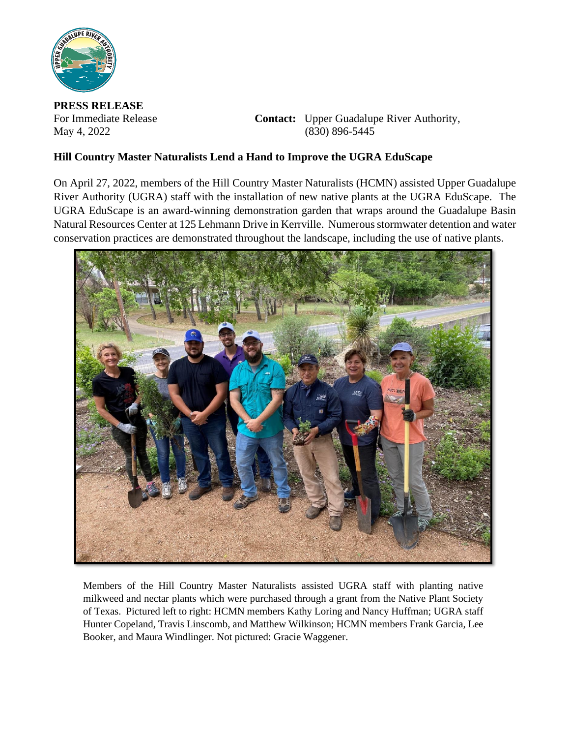**PRESS RELEASE**

For Immediate Release
May 4, 2022

**Contact:** Upper Guadalupe River Authority,
(830) 896-5445

**Hill Country Master Naturalists Lend a Hand to Improve the UGRA EduScape**

On April 27, 2022, members of the Hill Country Master Naturalists (HCMN) assisted Upper Guadalupe River Authority (UGRA) staff with the installation of new native plants at the UGRA EduScape. The UGRA EduScape is an award-winning demonstration garden that wraps around the Guadalupe Basin Natural Resources Center at 125 Lehmann Drive in Kerrville. Numerous stormwater detention and water conservation practices are demonstrated throughout the landscape, including the use of native plants.

Members of the Hill Country Master Naturalists assisted UGRA staff with planting native milkweed and nectar plants which were purchased through a grant from the Native Plant Society of Texas. Pictured left to right: HCMN members Kathy Loring and Nancy Huffman; UGRA staff Hunter Copeland, Travis Linscomb, and Matthew Wilkinson; HCMN members Frank Garcia, Lee Booker, and Maura Windlinger. Not pictured: Gracie Waggener.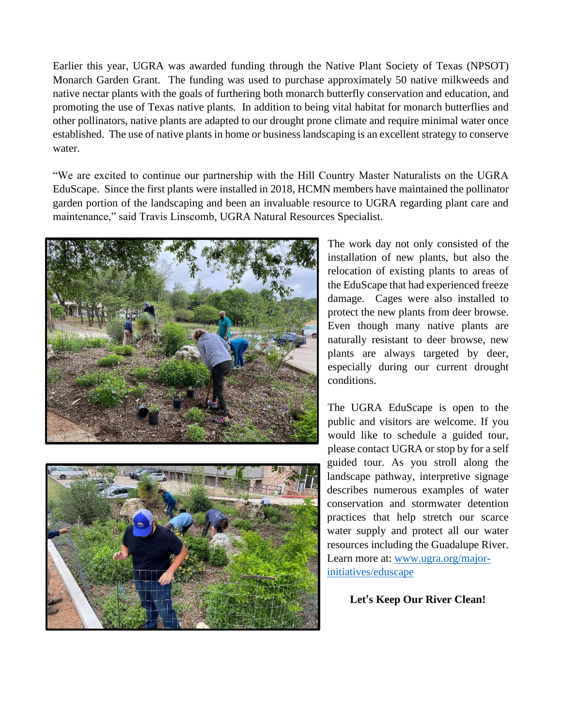Earlier this year, UGRA was awarded funding through the Native Plant Society of Texas (NPSOT) Monarch Garden Grant. The funding was used to purchase approximately 50 native milkweeds and native nectar plants with the goals of furthering both monarch butterfly conservation and education, and promoting the use of Texas native plants. In addition to being vital habitat for monarch butterflies and other pollinators, native plants are adapted to our drought prone climate and require minimal water once established. The use of native plants in home or business landscaping is an excellent strategy to conserve water.

"We are excited to continue our partnership with the Hill Country Master Naturalists on the UGRA EduScape. Since the first plants were installed in 2018, HCMN members have maintained the pollinator garden portion of the landscaping and been an invaluable resource to UGRA regarding plant care and maintenance," said Travis Linscomb, UGRA Natural Resources Specialist.

The work day not only consisted of the installation of new plants, but also the relocation of existing plants to areas of the EduScape that had experienced freeze damage. Cages were also installed to protect the new plants from deer browse. Even though many native plants are naturally resistant to deer browse, new plants are always targeted by deer, especially during our current drought conditions.

The UGRA EduScape is open to the public and visitors are welcome. If you would like to schedule a guided tour, please contact UGRA or stop by for a self guided tour. As you stroll along the landscape pathway, interpretive signage describes numerous examples of water conservation and stormwater detention practices that help stretch our scarce water supply and protect all our water resources including the Guadalupe River. Learn more at: [www.ugra.org/major-initiatives/eduscape](http://www.ugra.org/major-initiatives/eduscape)

**Let's Keep Our River Clean!**